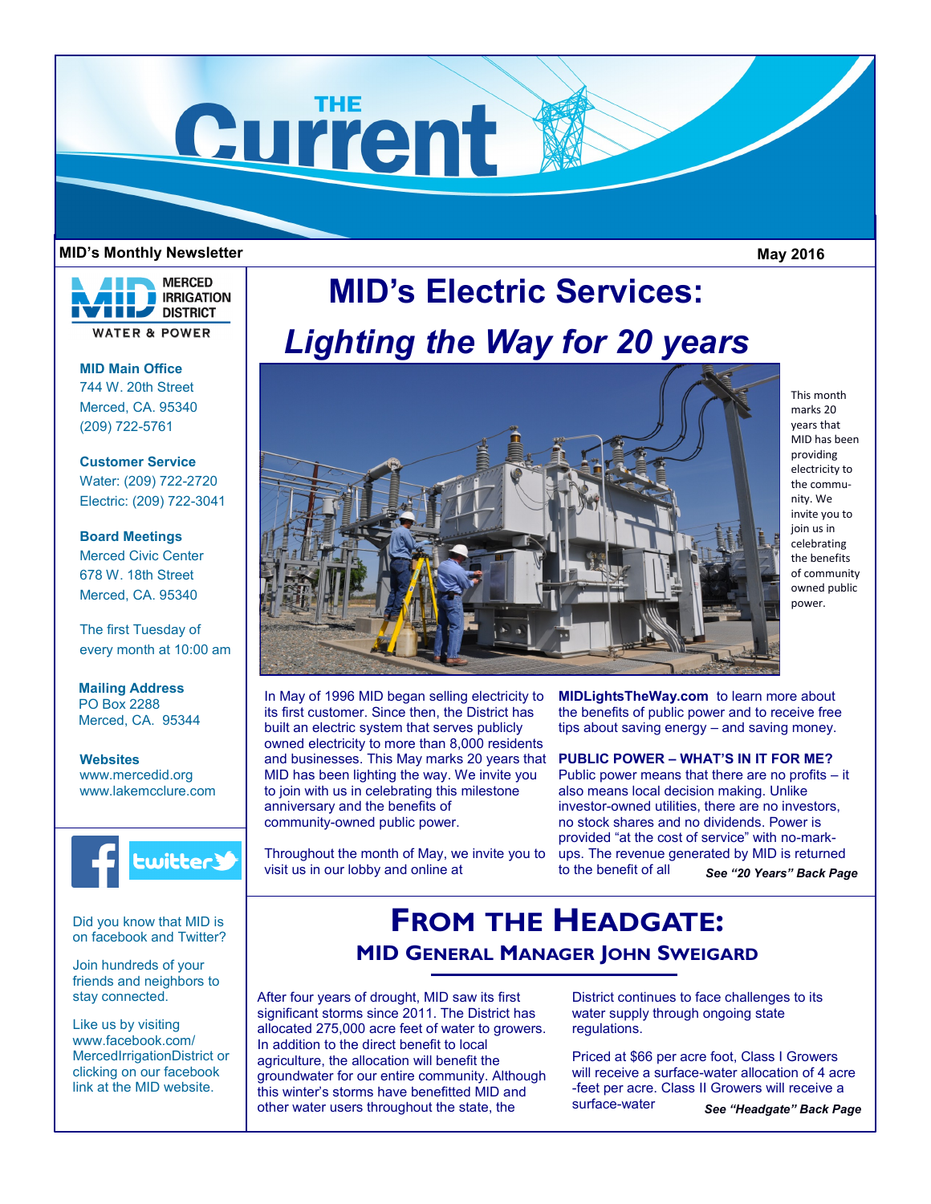# THE Current

**MID's Monthly Newsletter** **May 2016**

MERCED IRRIGATION DISTRICT
WATER & POWER

**MID Main Office**
744 W. 20th Street
Merced, CA. 95340
(209) 722-5761

**Customer Service**
Water: (209) 722-2720
Electric: (209) 722-3041

**Board Meetings**
Merced Civic Center
678 W. 18th Street
Merced, CA. 95340

The first Tuesday of every month at 10:00 am

**Mailing Address**
PO Box 2288
Merced, CA. 95344

**Websites**
www.mercedid.org
www.lakemcclure.com

Did you know that MID is on facebook and Twitter?

Join hundreds of your friends and neighbors to stay connected.

Like us by visiting www.facebook.com/MercedIrrigationDistrict or clicking on our facebook link at the MID website.

# MID's Electric Services: *Lighting the Way for 20 years*

This month marks 20 years that MID has been providing electricity to the community. We invite you to join us in celebrating the benefits of community owned public power.

In May of 1996 MID began selling electricity to its first customer. Since then, the District has built an electric system that serves publicly owned electricity to more than 8,000 residents and businesses. This May marks 20 years that MID has been lighting the way. We invite you to join with us in celebrating this milestone anniversary and the benefits of community-owned public power.

Throughout the month of May, we invite you to visit us in our lobby and online at **MIDLightsTheWay.com** to learn more about the benefits of public power and to receive free tips about saving energy – and saving money.

**PUBLIC POWER – WHAT'S IN IT FOR ME?**
Public power means that there are no profits – it also means local decision making. Unlike investor-owned utilities, there are no investors, no stock shares and no dividends. Power is provided "at the cost of service" with no-mark-ups. The revenue generated by MID is returned to the benefit of all

***See "20 Years" Back Page***

# From the Headgate:

## MID General Manager John Sweigard

After four years of drought, MID saw its first significant storms since 2011. The District has allocated 275,000 acre feet of water to growers. In addition to the direct benefit to local agriculture, the allocation will benefit the groundwater for our entire community. Although this winter's storms have benefitted MID and other water users throughout the state, the District continues to face challenges to its water supply through ongoing state regulations.

Priced at $66 per acre foot, Class I Growers will receive a surface-water allocation of 4 acre -feet per acre. Class II Growers will receive a surface-water

***See "Headgate" Back Page***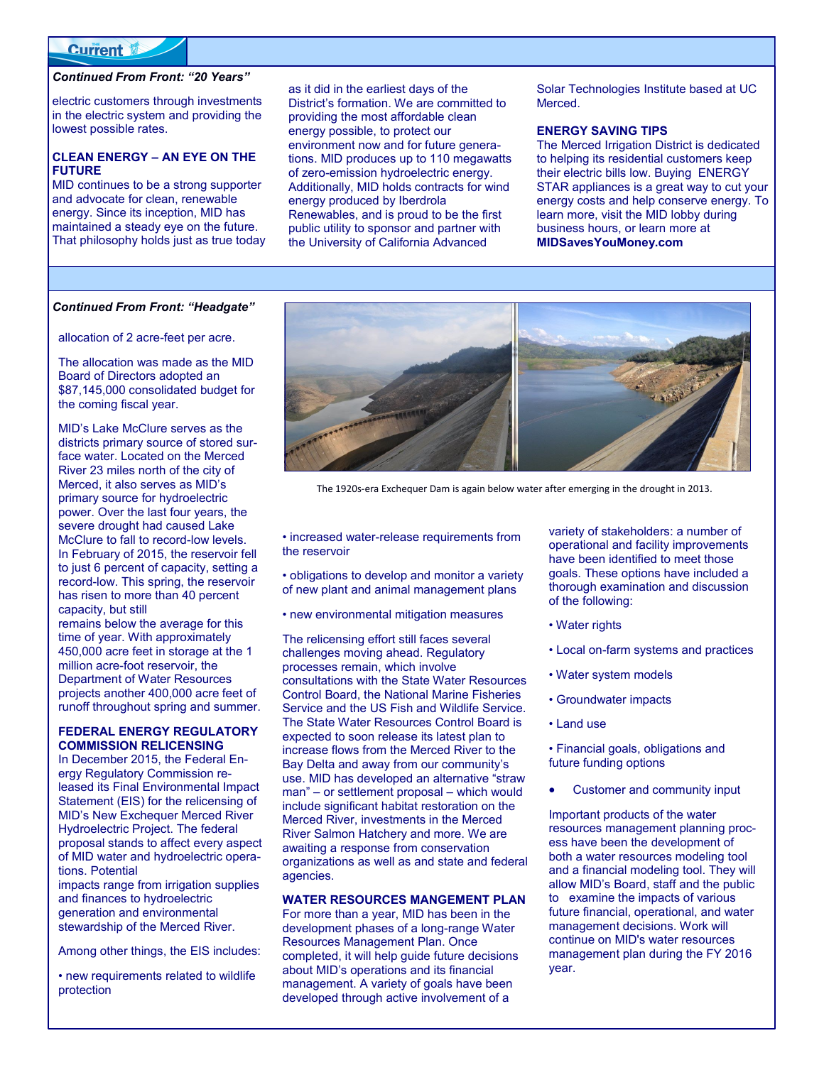*Continued From Front: "20 Years"*

electric customers through investments in the electric system and providing the lowest possible rates.

**CLEAN ENERGY – AN EYE ON THE FUTURE**

MID continues to be a strong supporter and advocate for clean, renewable energy. Since its inception, MID has maintained a steady eye on the future. That philosophy holds just as true today as it did in the earliest days of the District's formation. We are committed to providing the most affordable clean energy possible, to protect our environment now and for future generations. MID produces up to 110 megawatts of zero-emission hydroelectric energy. Additionally, MID holds contracts for wind energy produced by Iberdrola Renewables, and is proud to be the first public utility to sponsor and partner with the University of California Advanced Solar Technologies Institute based at UC Merced.

**ENERGY SAVING TIPS**

The Merced Irrigation District is dedicated to helping its residential customers keep their electric bills low. Buying ENERGY STAR appliances is a great way to cut your energy costs and help conserve energy. To learn more, visit the MID lobby during business hours, or learn more at **MIDSavesYouMoney.com**

*Continued From Front: "Headgate"*

allocation of 2 acre-feet per acre.

The allocation was made as the MID Board of Directors adopted an $87,145,000 consolidated budget for the coming fiscal year.

MID's Lake McClure serves as the districts primary source of stored surface water. Located on the Merced River 23 miles north of the city of Merced, it also serves as MID's primary source for hydroelectric power. Over the last four years, the severe drought had caused Lake McClure to fall to record-low levels. In February of 2015, the reservoir fell to just 6 percent of capacity, setting a record-low. This spring, the reservoir has risen to more than 40 percent capacity, but still remains below the average for this time of year. With approximately 450,000 acre feet in storage at the 1 million acre-foot reservoir, the Department of Water Resources projects another 400,000 acre feet of runoff throughout spring and summer.

The 1920s-era Exchequer Dam is again below water after emerging in the drought in 2013.

**FEDERAL ENERGY REGULATORY COMMISSION RELICENSING**

In December 2015, the Federal Energy Regulatory Commission released its Final Environmental Impact Statement (EIS) for the relicensing of MID's New Exchequer Merced River Hydroelectric Project. The federal proposal stands to affect every aspect of MID water and hydroelectric operations. Potential impacts range from irrigation supplies and finances to hydroelectric generation and environmental stewardship of the Merced River.

Among other things, the EIS includes:

- new requirements related to wildlife protection
- increased water-release requirements from the reservoir
- obligations to develop and monitor a variety of new plant and animal management plans
- new environmental mitigation measures

The relicensing effort still faces several challenges moving ahead. Regulatory processes remain, which involve consultations with the State Water Resources Control Board, the National Marine Fisheries Service and the US Fish and Wildlife Service. The State Water Resources Control Board is expected to soon release its latest plan to increase flows from the Merced River to the Bay Delta and away from our community's use. MID has developed an alternative "straw man" – or settlement proposal – which would include significant habitat restoration on the Merced River, investments in the Merced River Salmon Hatchery and more. We are awaiting a response from conservation organizations as well as and state and federal agencies.

**WATER RESOURCES MANGEMENT PLAN**

For more than a year, MID has been in the development phases of a long-range Water Resources Management Plan. Once completed, it will help guide future decisions about MID's operations and its financial management. A variety of goals have been developed through active involvement of a variety of stakeholders: a number of operational and facility improvements have been identified to meet those goals. These options have included a thorough examination and discussion of the following:

- Water rights
- Local on-farm systems and practices
- Water system models
- Groundwater impacts
- Land use
- Financial goals, obligations and future funding options
- Customer and community input

Important products of the water resources management planning process have been the development of both a water resources modeling tool and a financial modeling tool. They will allow MID's Board, staff and the public to examine the impacts of various future financial, operational, and water management decisions. Work will continue on MID's water resources management plan during the FY 2016 year.